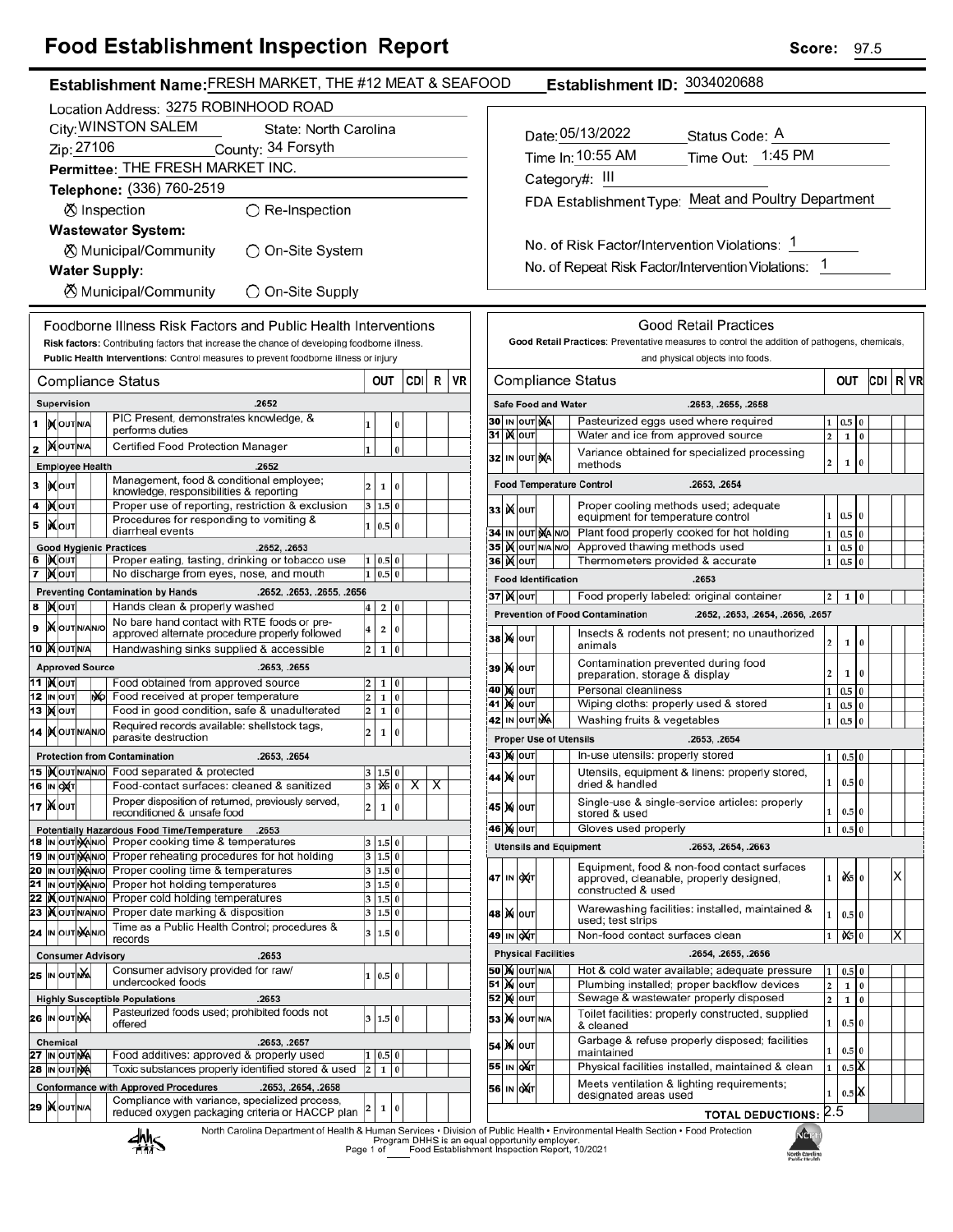# Food Establishment Inspection Report

**Score:** 97.5

**Establishment Name:** FRESH MARKET, THE #12 MEAT & SEAFOOD
**Establishment ID:** 3034020688

Location Address: 3275 ROBINHOOD ROAD
City: WINSTON SALEM State: North Carolina
Zip: 27106 County: 34 Forsyth
Permittee: THE FRESH MARKET INC.
Telephone: (336) 760-2519

⊗ Inspection ◯ Re-Inspection

**Wastewater System:**
⊗ Municipal/Community ◯ On-Site System

**Water Supply:**
⊗ Municipal/Community ◯ On-Site Supply

Date: 05/13/2022 Status Code: A
Time In: 10:55 AM Time Out: 1:45 PM
Category#: III
FDA Establishment Type: Meat and Poultry Department

No. of Risk Factor/Intervention Violations: 1
No. of Repeat Risk Factor/Intervention Violations: 1

## Foodborne Illness Risk Factors and Public Health Interventions

**Risk factors:** Contributing factors that increase the chance of developing foodborne illness.
**Public Health Interventions:** Control measures to prevent foodborne illness or injury

| # | Compliance Status | | OUT | | | CDI | R | VR |
|---|---|---|---|---|---|---|---|---|
| | **Supervision** .2652 | | | | | | | |
| 1 | IN | PIC Present, demonstrates knowledge, & performs duties | 1 | | 0 | | | |
| 2 | IN | Certified Food Protection Manager | 1 | | 0 | | | |
| | **Employee Health** .2652 | | | | | | | |
| 3 | IN | Management, food & conditional employee; knowledge, responsibilities & reporting | 2 | 1 | 0 | | | |
| 4 | IN | Proper use of reporting, restriction & exclusion | 3 | 1.5 | 0 | | | |
| 5 | IN | Procedures for responding to vomiting & diarrheal events | 1 | 0.5 | 0 | | | |
| | **Good Hygienic Practices** .2652, .2653 | | | | | | | |
| 6 | IN | Proper eating, tasting, drinking or tobacco use | 1 | 0.5 | 0 | | | |
| 7 | IN | No discharge from eyes, nose, and mouth | 1 | 0.5 | 0 | | | |
| | **Preventing Contamination by Hands** .2652, .2653, .2655, .2656 | | | | | | | |
| 8 | IN | Hands clean & properly washed | 4 | 2 | 0 | | | |
| 9 | IN | No bare hand contact with RTE foods or pre-approved alternate procedure properly followed | 4 | 2 | 0 | | | |
| 10 | IN | Handwashing sinks supplied & accessible | 2 | 1 | 0 | | | |
| | **Approved Source** .2653, .2655 | | | | | | | |
| 11 | IN | Food obtained from approved source | 2 | 1 | 0 | | | |
| 12 | N/O | Food received at proper temperature | 2 | 1 | 0 | | | |
| 13 | IN | Food in good condition, safe & unadulterated | 2 | 1 | 0 | | | |
| 14 | IN | Required records available: shellstock tags, parasite destruction | 2 | 1 | 0 | | | |
| | **Protection from Contamination** .2653, .2654 | | | | | | | |
| 15 | IN | Food separated & protected | 3 | 1.5 | 0 | | | |
| 16 | OUT | Food-contact surfaces: cleaned & sanitized | 3 | 1.5 (X) | 0 | X | X | |
| 17 | IN | Proper disposition of returned, previously served, reconditioned & unsafe food | 2 | 1 | 0 | | | |
| | **Potentially Hazardous Food Time/Temperature** .2653 | | | | | | | |
| 18 | N/A | Proper cooking time & temperatures | 3 | 1.5 | 0 | | | |
| 19 | N/A | Proper reheating procedures for hot holding | 3 | 1.5 | 0 | | | |
| 20 | N/A | Proper cooling time & temperatures | 3 | 1.5 | 0 | | | |
| 21 | N/A | Proper hot holding temperatures | 3 | 1.5 | 0 | | | |
| 22 | IN | Proper cold holding temperatures | 3 | 1.5 | 0 | | | |
| 23 | IN | Proper date marking & disposition | 3 | 1.5 | 0 | | | |
| 24 | N/A | Time as a Public Health Control; procedures & records | 3 | 1.5 | 0 | | | |
| | **Consumer Advisory** .2653 | | | | | | | |
| 25 | N/A | Consumer advisory provided for raw/undercooked foods | 1 | 0.5 | 0 | | | |
| | **Highly Susceptible Populations** .2653 | | | | | | | |
| 26 | N/A | Pasteurized foods used; prohibited foods not offered | 3 | 1.5 | 0 | | | |
| | **Chemical** .2653, .2657 | | | | | | | |
| 27 | N/A | Food additives: approved & properly used | 1 | 0.5 | 0 | | | |
| 28 | N/A | Toxic substances properly identified stored & used | 2 | 1 | 0 | | | |
| | **Conformance with Approved Procedures** .2653, .2654, .2658 | | | | | | | |
| 29 | IN | Compliance with variance, specialized process, reduced oxygen packaging criteria or HACCP plan | 2 | 1 | 0 | | | |

## Good Retail Practices

**Good Retail Practices:** Preventative measures to control the addition of pathogens, chemicals, and physical objects into foods.

| # | Compliance Status | | OUT | | | CDI | R | VR |
|---|---|---|---|---|---|---|---|---|
| | **Safe Food and Water** .2653, .2655, .2658 | | | | | | | |
| 30 | N/A | Pasteurized eggs used where required | 1 | 0.5 | 0 | | | |
| 31 | IN | Water and ice from approved source | 2 | 1 | 0 | | | |
| 32 | N/A | Variance obtained for specialized processing methods | 2 | 1 | 0 | | | |
| | **Food Temperature Control** .2653, .2654 | | | | | | | |
| 33 | IN | Proper cooling methods used; adequate equipment for temperature control | 1 | 0.5 | 0 | | | |
| 34 | N/A | Plant food properly cooked for hot holding | 1 | 0.5 | 0 | | | |
| 35 | IN | Approved thawing methods used | 1 | 0.5 | 0 | | | |
| 36 | IN | Thermometers provided & accurate | 1 | 0.5 | 0 | | | |
| | **Food Identification** .2653 | | | | | | | |
| 37 | IN | Food properly labeled: original container | 2 | 1 | 0 | | | |
| | **Prevention of Food Contamination** .2652, .2653, .2654, .2656, .2657 | | | | | | | |
| 38 | IN | Insects & rodents not present; no unauthorized animals | 2 | 1 | 0 | | | |
| 39 | IN | Contamination prevented during food preparation, storage & display | 2 | 1 | 0 | | | |
| 40 | IN | Personal cleanliness | 1 | 0.5 | 0 | | | |
| 41 | IN | Wiping cloths: properly used & stored | 1 | 0.5 | 0 | | | |
| 42 | N/A | Washing fruits & vegetables | 1 | 0.5 | 0 | | | |
| | **Proper Use of Utensils** .2653, .2654 | | | | | | | |
| 43 | IN | In-use utensils: properly stored | 1 | 0.5 | 0 | | | |
| 44 | IN | Utensils, equipment & linens: properly stored, dried & handled | 1 | 0.5 | 0 | | | |
| 45 | IN | Single-use & single-service articles: properly stored & used | 1 | 0.5 | 0 | | | |
| 46 | IN | Gloves used properly | 1 | 0.5 | 0 | | | |
| | **Utensils and Equipment** .2653, .2654, .2663 | | | | | | | |
| 47 | OUT | Equipment, food & non-food contact surfaces approved, cleanable, properly designed, constructed & used | 1 | 0.5 (X) | 0 | | | X |
| 48 | IN | Warewashing facilities: installed, maintained & used; test strips | 1 | 0.5 | 0 | | | |
| 49 | OUT | Non-food contact surfaces clean | 1 | 0.5 (X) | 0 | | | X |
| | **Physical Facilities** .2654, .2655, .2656 | | | | | | | |
| 50 | IN | Hot & cold water available; adequate pressure | 1 | 0.5 | 0 | | | |
| 51 | IN | Plumbing installed; proper backflow devices | 2 | 1 | 0 | | | |
| 52 | IN | Sewage & wastewater properly disposed | 2 | 1 | 0 | | | |
| 53 | IN | Toilet facilities: properly constructed, supplied & cleaned | 1 | 0.5 | 0 | | | |
| 54 | IN | Garbage & refuse properly disposed; facilities maintained | 1 | 0.5 | 0 | | | |
| 55 | OUT | Physical facilities installed, maintained & clean | 1 | 0.5 | 0 (X) | | | |
| 56 | OUT | Meets ventilation & lighting requirements; designated areas used | 1 | 0.5 | 0 (X) | | | |
| | **TOTAL DEDUCTIONS:** 2.5 | | | | | | | |

North Carolina Department of Health & Human Services • Division of Public Health • Environmental Health Section • Food Protection Program DHHS is an equal opportunity employer.
Food Establishment Inspection Report, 10/2021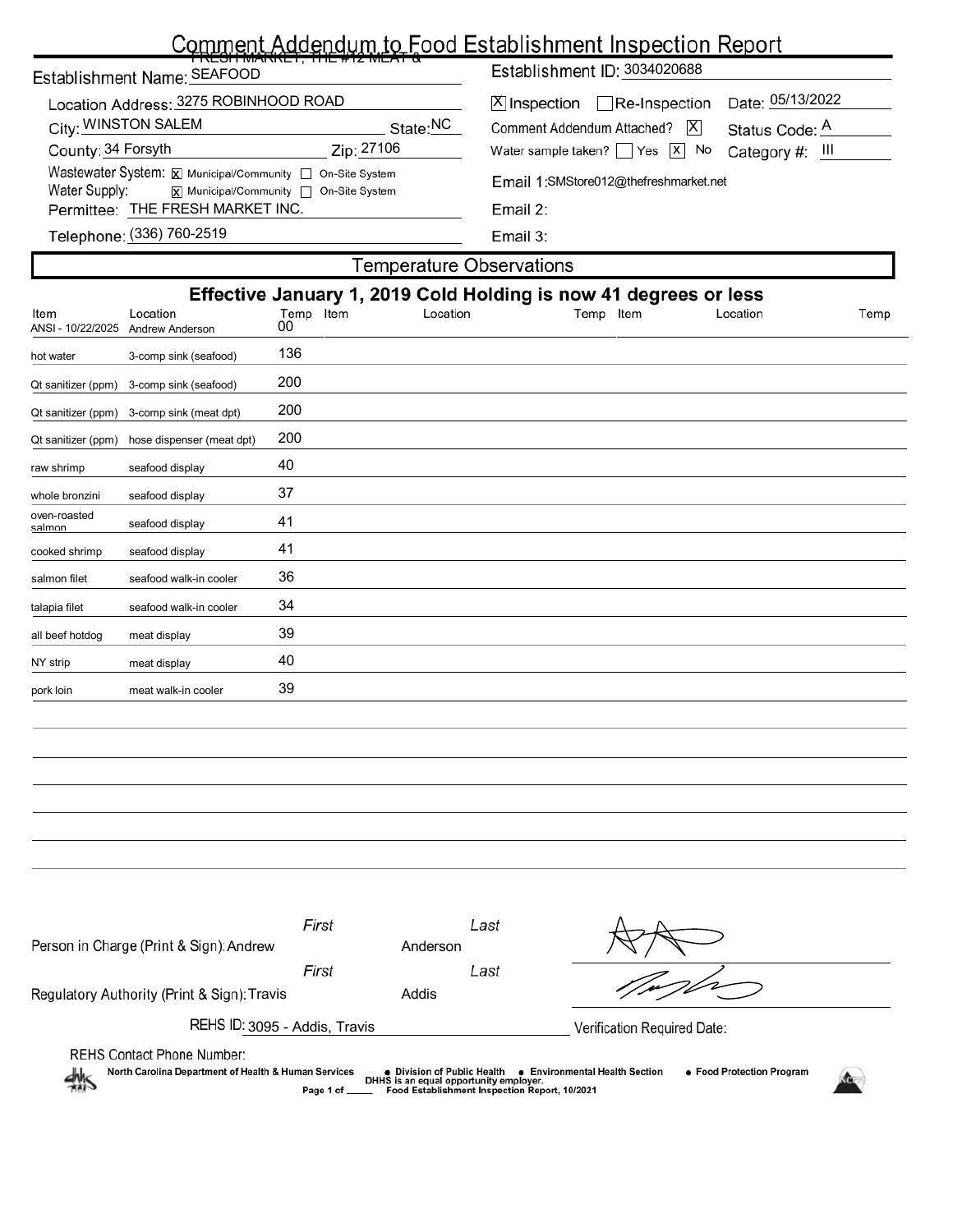# Comment Addendum to Food Establishment Inspection Report

Establishment Name: FRESH MARKET, THE #12 MEAT & SEAFOOD

Establishment ID: 3034020688

Location Address: 3275 ROBINHOOD ROAD

City: WINSTON SALEM State: NC

County: 34 Forsyth Zip: 27106

Wastewater System: [X] Municipal/Community [ ] On-Site System

Water Supply: [X] Municipal/Community [ ] On-Site System

Permittee: THE FRESH MARKET INC.

Telephone: (336) 760-2519

[X] Inspection [ ] Re-Inspection Date: 05/13/2022

Comment Addendum Attached? [X] Status Code: A

Water sample taken? [ ] Yes [X] No Category #: III

Email 1: SMStore012@thefreshmarket.net

Email 2:

Email 3:

## Temperature Observations

**Effective January 1, 2019 Cold Holding is now 41 degrees or less**

| Item | Location | Temp | Item | Location | Temp | Item | Location | Temp |
|---|---|---|---|---|---|---|---|---|
| ANSI - 10/22/2025 | Andrew Anderson | 00 | | | | | | |
| hot water | 3-comp sink (seafood) | 136 | | | | | | |
| Qt sanitizer (ppm) | 3-comp sink (seafood) | 200 | | | | | | |
| Qt sanitizer (ppm) | 3-comp sink (meat dpt) | 200 | | | | | | |
| Qt sanitizer (ppm) | hose dispenser (meat dpt) | 200 | | | | | | |
| raw shrimp | seafood display | 40 | | | | | | |
| whole bronzini | seafood display | 37 | | | | | | |
| oven-roasted salmon | seafood display | 41 | | | | | | |
| cooked shrimp | seafood display | 41 | | | | | | |
| salmon filet | seafood walk-in cooler | 36 | | | | | | |
| talapia filet | seafood walk-in cooler | 34 | | | | | | |
| all beef hotdog | meat display | 39 | | | | | | |
| NY strip | meat display | 40 | | | | | | |
| pork loin | meat walk-in cooler | 39 | | | | | | |

Person in Charge (Print & Sign): First: Andrew Last: Anderson

Regulatory Authority (Print & Sign): First: Travis Last: Addis

REHS ID: 3095 - Addis, Travis

Verification Required Date:

REHS Contact Phone Number:

North Carolina Department of Health & Human Services • Division of Public Health • Environmental Health Section • Food Protection Program

DHHS is an equal opportunity employer.

Food Establishment Inspection Report, 10/2021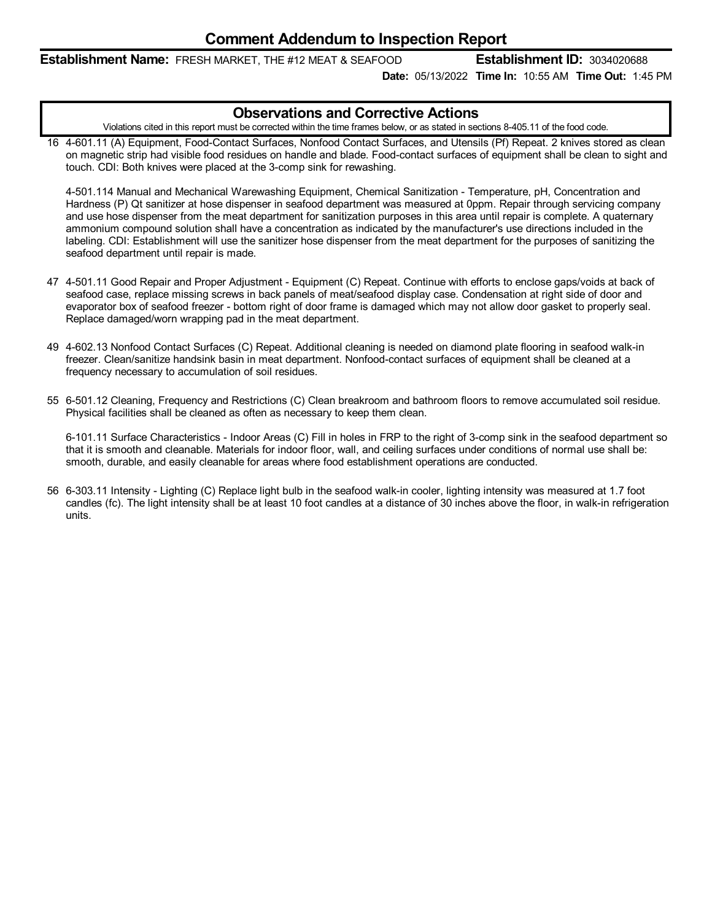# Comment Addendum to Inspection Report

**Establishment Name:** FRESH MARKET, THE #12 MEAT & SEAFOOD **Establishment ID:** 3034020688

**Date:** 05/13/2022 **Time In:** 10:55 AM **Time Out:** 1:45 PM

## Observations and Corrective Actions

Violations cited in this report must be corrected within the time frames below, or as stated in sections 8-405.11 of the food code.

16 4-601.11 (A) Equipment, Food-Contact Surfaces, Nonfood Contact Surfaces, and Utensils (Pf) Repeat. 2 knives stored as clean on magnetic strip had visible food residues on handle and blade. Food-contact surfaces of equipment shall be clean to sight and touch. CDI: Both knives were placed at the 3-comp sink for rewashing.

4-501.114 Manual and Mechanical Warewashing Equipment, Chemical Sanitization - Temperature, pH, Concentration and Hardness (P) Qt sanitizer at hose dispenser in seafood department was measured at 0ppm. Repair through servicing company and use hose dispenser from the meat department for sanitization purposes in this area until repair is complete. A quaternary ammonium compound solution shall have a concentration as indicated by the manufacturer's use directions included in the labeling. CDI: Establishment will use the sanitizer hose dispenser from the meat department for the purposes of sanitizing the seafood department until repair is made.

47 4-501.11 Good Repair and Proper Adjustment - Equipment (C) Repeat. Continue with efforts to enclose gaps/voids at back of seafood case, replace missing screws in back panels of meat/seafood display case. Condensation at right side of door and evaporator box of seafood freezer - bottom right of door frame is damaged which may not allow door gasket to properly seal. Replace damaged/worn wrapping pad in the meat department.

49 4-602.13 Nonfood Contact Surfaces (C) Repeat. Additional cleaning is needed on diamond plate flooring in seafood walk-in freezer. Clean/sanitize handsink basin in meat department. Nonfood-contact surfaces of equipment shall be cleaned at a frequency necessary to accumulation of soil residues.

55 6-501.12 Cleaning, Frequency and Restrictions (C) Clean breakroom and bathroom floors to remove accumulated soil residue. Physical facilities shall be cleaned as often as necessary to keep them clean.

6-101.11 Surface Characteristics - Indoor Areas (C) Fill in holes in FRP to the right of 3-comp sink in the seafood department so that it is smooth and cleanable. Materials for indoor floor, wall, and ceiling surfaces under conditions of normal use shall be: smooth, durable, and easily cleanable for areas where food establishment operations are conducted.

56 6-303.11 Intensity - Lighting (C) Replace light bulb in the seafood walk-in cooler, lighting intensity was measured at 1.7 foot candles (fc). The light intensity shall be at least 10 foot candles at a distance of 30 inches above the floor, in walk-in refrigeration units.